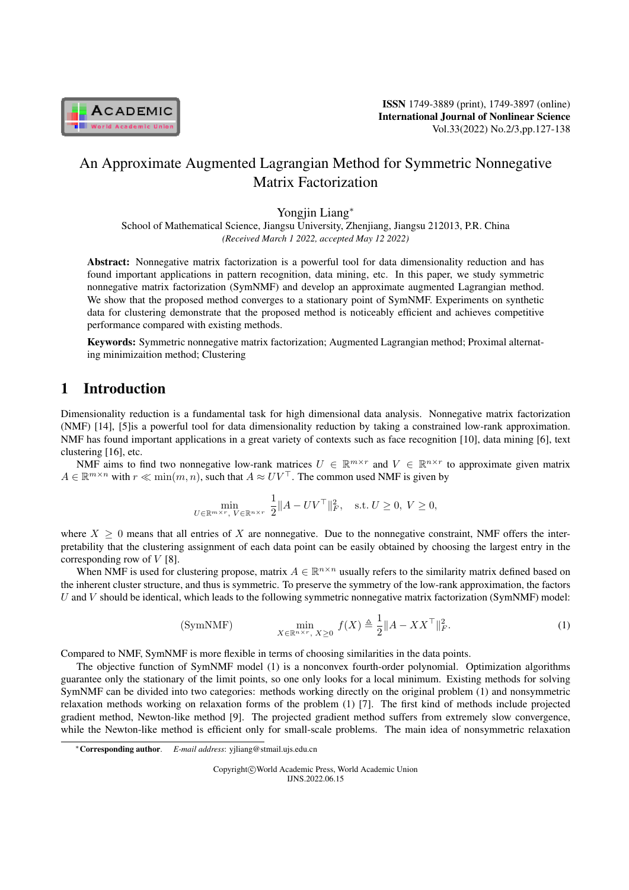# An Approximate Augmented Lagrangian Method for Symmetric Nonnegative Matrix Factorization

Yongjin Liang*

School of Mathematical Science, Jiangsu University, Zhenjiang, Jiangsu 212013, P.R. China

*(Received March 1 2022, accepted May 12 2022)*

**Abstract:** Nonnegative matrix factorization is a powerful tool for data dimensionality reduction and has found important applications in pattern recognition, data mining, etc. In this paper, we study symmetric nonnegative matrix factorization (SymNMF) and develop an approximate augmented Lagrangian method. We show that the proposed method converges to a stationary point of SymNMF. Experiments on synthetic data for clustering demonstrate that the proposed method is noticeably efficient and achieves competitive performance compared with existing methods.

**Keywords:** Symmetric nonnegative matrix factorization; Augmented Lagrangian method; Proximal alternating minimizaition method; Clustering

## 1 Introduction

Dimensionality reduction is a fundamental task for high dimensional data analysis. Nonnegative matrix factorization (NMF) [14], [5]is a powerful tool for data dimensionality reduction by taking a constrained low-rank approximation. NMF has found important applications in a great variety of contexts such as face recognition [10], data mining [6], text clustering [16], etc.

NMF aims to find two nonnegative low-rank matrices $U \in \mathbb{R}^{m\times r}$ and $V \in \mathbb{R}^{n\times r}$ to approximate given matrix $A \in \mathbb{R}^{m\times n}$ with $r \ll \min(m, n)$, such that $A \approx UV^\top$. The common used NMF is given by

$$\min_{U\in\mathbb{R}^{m\times r},\, V\in\mathbb{R}^{n\times r}} \frac{1}{2}\|A - UV^\top\|_F^2, \quad \text{s.t. } U \geq 0,\ V \geq 0,$$

where $X \geq 0$ means that all entries of $X$ are nonnegative. Due to the nonnegative constraint, NMF offers the interpretability that the clustering assignment of each data point can be easily obtained by choosing the largest entry in the corresponding row of $V$ [8].

When NMF is used for clustering propose, matrix $A \in \mathbb{R}^{n\times n}$ usually refers to the similarity matrix defined based on the inherent cluster structure, and thus is symmetric. To preserve the symmetry of the low-rank approximation, the factors $U$ and $V$ should be identical, which leads to the following symmetric nonnegative matrix factorization (SymNMF) model:

$$\text{(SymNMF)} \qquad \min_{X\in\mathbb{R}^{n\times r},\, X\geq 0} f(X) \triangleq \frac{1}{2}\|A - XX^\top\|_F^2. \tag{1}$$

Compared to NMF, SymNMF is more flexible in terms of choosing similarities in the data points.

The objective function of SymNMF model (1) is a nonconvex fourth-order polynomial. Optimization algorithms guarantee only the stationary of the limit points, so one only looks for a local minimum. Existing methods for solving SymNMF can be divided into two categories: methods working directly on the original problem (1) and nonsymmetric relaxation methods working on relaxation forms of the problem (1) [7]. The first kind of methods include projected gradient method, Newton-like method [9]. The projected gradient method suffers from extremely slow convergence, while the Newton-like method is efficient only for small-scale problems. The main idea of nonsymmetric relaxation

*Corresponding author. *E-mail address*: yjliang@stmail.ujs.edu.cn

Copyright©World Academic Press, World Academic Union
IJNS.2022.06.15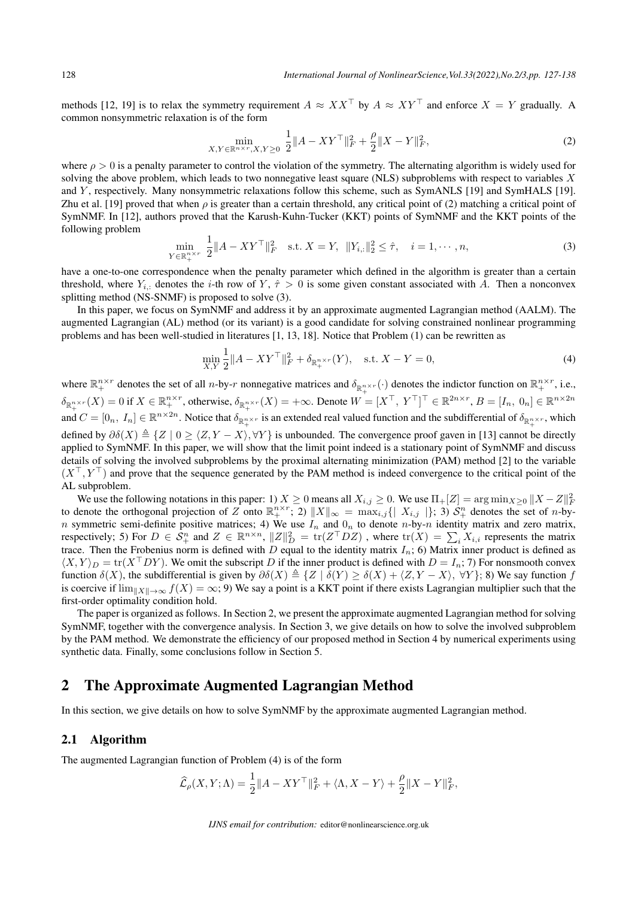methods [12, 19] is to relax the symmetry requirement $A \approx XX^\top$ by $A \approx XY^\top$ and enforce $X = Y$ gradually. A common nonsymmetric relaxation is of the form

$$\min_{X,Y\in\mathbb{R}^{n\times r}, X,Y\geq 0} \frac{1}{2}\|A - XY^\top\|_F^2 + \frac{\rho}{2}\|X - Y\|_F^2, \tag{2}$$

where $\rho > 0$ is a penalty parameter to control the violation of the symmetry. The alternating algorithm is widely used for solving the above problem, which leads to two nonnegative least square (NLS) subproblems with respect to variables $X$ and $Y$, respectively. Many nonsymmetric relaxations follow this scheme, such as SymANLS [19] and SymHALS [19]. Zhu et al. [19] proved that when $\rho$ is greater than a certain threshold, any critical point of (2) matching a critical point of SymNMF. In [12], authors proved that the Karush-Kuhn-Tucker (KKT) points of SymNMF and the KKT points of the following problem

$$\min_{Y\in\mathbb{R}_+^{n\times r}} \frac{1}{2}\|A - XY^\top\|_F^2 \quad \text{s.t. } X = Y, \;\; \|Y_{i,:}\|_2^2 \leq \hat{\tau}, \quad i = 1, \cdots, n, \tag{3}$$

have a one-to-one correspondence when the penalty parameter which defined in the algorithm is greater than a certain threshold, where $Y_{i,:}$ denotes the $i$-th row of $Y$, $\hat{\tau} > 0$ is some given constant associated with $A$. Then a nonconvex splitting method (NS-SNMF) is proposed to solve (3).

In this paper, we focus on SymNMF and address it by an approximate augmented Lagrangian method (AALM). The augmented Lagrangian (AL) method (or its variant) is a good candidate for solving constrained nonlinear programming problems and has been well-studied in literatures [1, 13, 18]. Notice that Problem (1) can be rewritten as

$$\min_{X,Y} \frac{1}{2}\|A - XY^\top\|_F^2 + \delta_{\mathbb{R}_+^{n\times r}}(Y), \quad \text{s.t. } X - Y = 0, \tag{4}$$

where $\mathbb{R}_+^{n\times r}$ denotes the set of all $n$-by-$r$ nonnegative matrices and $\delta_{\mathbb{R}_+^{n\times r}}(\cdot)$ denotes the indictor function on $\mathbb{R}_+^{n\times r}$, i.e., $\delta_{\mathbb{R}_+^{n\times r}}(X) = 0$ if $X \in \mathbb{R}_+^{n\times r}$, otherwise, $\delta_{\mathbb{R}_+^{n\times r}}(X) = +\infty$. Denote $W = [X^\top, \, Y^\top]^\top \in \mathbb{R}^{2n\times r}$, $B = [I_n, \, 0_n] \in \mathbb{R}^{n\times 2n}$ and $C = [0_n, \, I_n] \in \mathbb{R}^{n\times 2n}$. Notice that $\delta_{\mathbb{R}_+^{n\times r}}$ is an extended real valued function and the subdifferential of $\delta_{\mathbb{R}_+^{n\times r}}$, which defined by $\partial\delta(X) \triangleq \{Z \mid 0 \geq \langle Z, Y - X\rangle, \forall Y\}$ is unbounded. The convergence proof gaven in [13] cannot be directly applied to SymNMF. In this paper, we will show that the limit point indeed is a stationary point of SymNMF and discuss details of solving the involved subproblems by the proximal alternating minimization (PAM) method [2] to the variable $(X^\top, Y^\top)$ and prove that the sequence generated by the PAM method is indeed convergence to the critical point of the AL subproblem.

We use the following notations in this paper: 1) $X \geq 0$ means all $X_{i,j} \geq 0$. We use $\Pi_+[Z] = \arg\min_{X\geq 0} \|X - Z\|_F^2$ to denote the orthogonal projection of $Z$ onto $\mathbb{R}_+^{n\times r}$; 2) $\|X\|_\infty = \max_{i,j}\{| \; X_{i,j} \; |\}$; 3) $\mathcal{S}_+^n$ denotes the set of $n$-by-$n$ symmetric semi-definite positive matrices; 4) We use $I_n$ and $0_n$ to denote $n$-by-$n$ identity matrix and zero matrix, respectively; 5) For $D \in \mathcal{S}_+^n$ and $Z \in \mathbb{R}^{n\times n}$, $\|Z\|_D^2 = \operatorname{tr}(Z^\top DZ)$ , where $\operatorname{tr}(X) = \sum_i X_{i,i}$ represents the matrix trace. Then the Frobenius norm is defined with $D$ equal to the identity matrix $I_n$; 6) Matrix inner product is defined as $\langle X, Y\rangle_D = \operatorname{tr}(X^\top DY)$. We omit the subscript $D$ if the inner product is defined with $D = I_n$; 7) For nonsmooth convex function $\delta(X)$, the subdifferential is given by $\partial\delta(X) \triangleq \{Z \mid \delta(Y) \geq \delta(X) + \langle Z, Y - X\rangle, \; \forall Y\}$; 8) We say function $f$ is coercive if $\lim_{\|X\|\to\infty} f(X) = \infty$; 9) We say a point is a KKT point if there exists Lagrangian multiplier such that the first-order optimality condition hold.

The paper is organized as follows. In Section 2, we present the approximate augmented Lagrangian method for solving SymNMF, together with the convergence analysis. In Section 3, we give details on how to solve the involved subproblem by the PAM method. We demonstrate the efficiency of our proposed method in Section 4 by numerical experiments using synthetic data. Finally, some conclusions follow in Section 5.

## 2 The Approximate Augmented Lagrangian Method

In this section, we give details on how to solve SymNMF by the approximate augmented Lagrangian method.

### 2.1 Algorithm

The augmented Lagrangian function of Problem (4) is of the form

$$\widehat{\mathcal{L}}_\rho(X, Y; \Lambda) = \frac{1}{2}\|A - XY^\top\|_F^2 + \langle\Lambda, X - Y\rangle + \frac{\rho}{2}\|X - Y\|_F^2,$$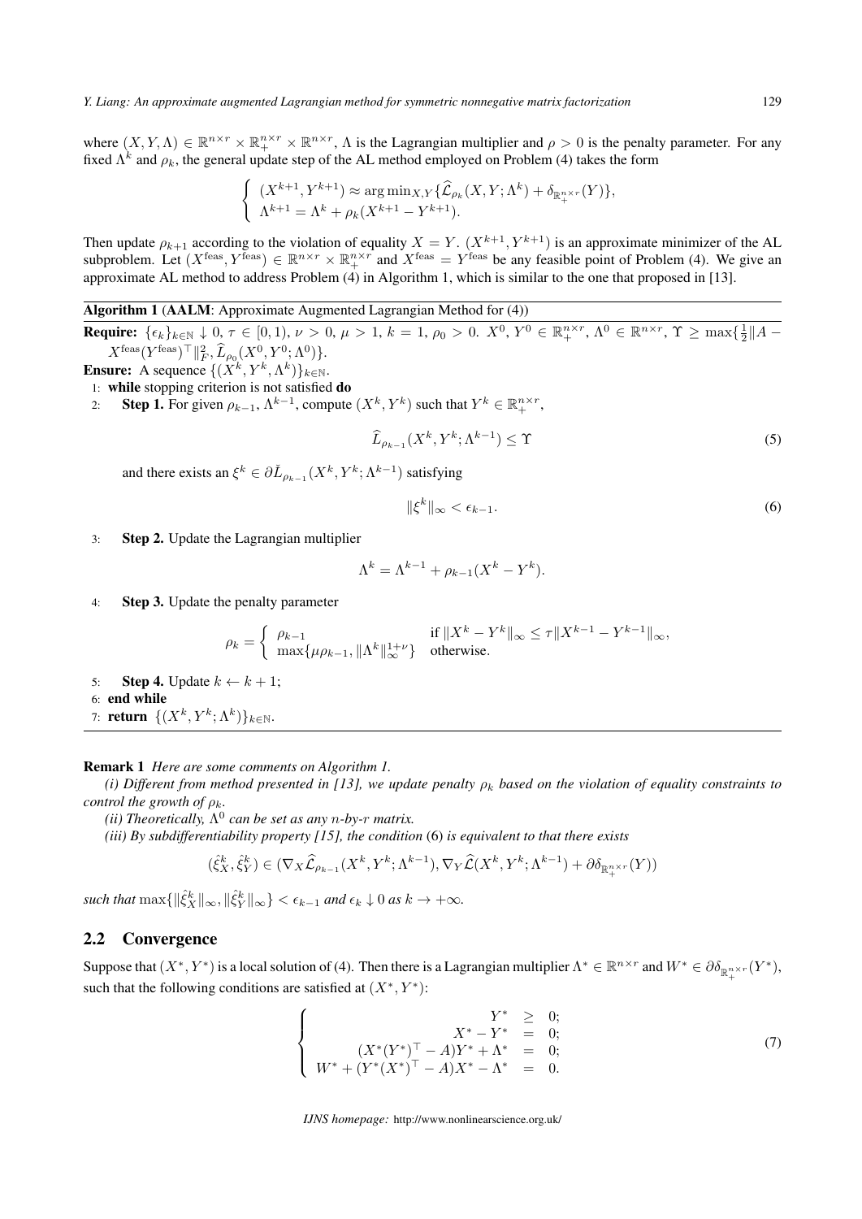where $(X, Y, \Lambda) \in \mathbb{R}^{n\times r} \times \mathbb{R}_+^{n\times r} \times \mathbb{R}^{n\times r}$, $\Lambda$ is the Lagrangian multiplier and $\rho > 0$ is the penalty parameter. For any fixed $\Lambda^k$ and $\rho_k$, the general update step of the AL method employed on Problem (4) takes the form

$$\begin{cases} (X^{k+1}, Y^{k+1}) \approx \arg\min_{X,Y}\{\widehat{\mathcal{L}}_{\rho_k}(X, Y; \Lambda^k) + \delta_{\mathbb{R}_+^{n\times r}}(Y)\}, \\ \Lambda^{k+1} = \Lambda^k + \rho_k(X^{k+1} - Y^{k+1}). \end{cases}$$

Then update $\rho_{k+1}$ according to the violation of equality $X = Y$. $(X^{k+1}, Y^{k+1})$ is an approximate minimizer of the AL subproblem. Let $(X^{\text{feas}}, Y^{\text{feas}}) \in \mathbb{R}^{n\times r} \times \mathbb{R}_+^{n\times r}$ and $X^{\text{feas}} = Y^{\text{feas}}$ be any feasible point of Problem (4). We give an approximate AL method to address Problem (4) in Algorithm 1, which is similar to the one that proposed in [13].

---

**Algorithm 1 (AALM: Approximate Augmented Lagrangian Method for (4))**

**Require:** $\{\epsilon_k\}_{k\in\mathbb{N}} \downarrow 0$, $\tau \in [0, 1)$, $\nu > 0$, $\mu > 1$, $k = 1$, $\rho_0 > 0$. $X^0, Y^0 \in \mathbb{R}_+^{n\times r}$, $\Lambda^0 \in \mathbb{R}^{n\times r}$, $\Upsilon \geq \max\{\frac{1}{2}\|A - X^{\text{feas}}(Y^{\text{feas}})^\top\|_F^2, \widehat{L}_{\rho_0}(X^0, Y^0; \Lambda^0)\}$.

**Ensure:** A sequence $\{(X^k, Y^k, \Lambda^k)\}_{k\in\mathbb{N}}$.

1: **while** stopping criterion is not satisfied **do**

2: **Step 1.** For given $\rho_{k-1}$, $\Lambda^{k-1}$, compute $(X^k, Y^k)$ such that $Y^k \in \mathbb{R}_+^{n\times r}$,

$$\widehat{L}_{\rho_{k-1}}(X^k, Y^k; \Lambda^{k-1}) \leq \Upsilon \tag{5}$$

and there exists an $\xi^k \in \partial \check{L}_{\rho_{k-1}}(X^k, Y^k; \Lambda^{k-1})$ satisfying

$$\|\xi^k\|_\infty < \epsilon_{k-1}. \tag{6}$$

3: **Step 2.** Update the Lagrangian multiplier

$$\Lambda^k = \Lambda^{k-1} + \rho_{k-1}(X^k - Y^k).$$

4: **Step 3.** Update the penalty parameter

$$\rho_k = \begin{cases} \rho_{k-1} & \text{if } \|X^k - Y^k\|_\infty \leq \tau\|X^{k-1} - Y^{k-1}\|_\infty, \\ \max\{\mu\rho_{k-1}, \|\Lambda^k\|_\infty^{1+\nu}\} & \text{otherwise.} \end{cases}$$

5: **Step 4.** Update $k \leftarrow k + 1$;

6: **end while**

7: **return** $\{(X^k, Y^k; \Lambda^k)\}_{k\in\mathbb{N}}$.

---

**Remark 1** *Here are some comments on Algorithm 1.*

*(i) Different from method presented in [13], we update penalty $\rho_k$ based on the violation of equality constraints to control the growth of $\rho_k$.*

*(ii) Theoretically, $\Lambda^0$ can be set as any $n$-by-$r$ matrix.*

*(iii) By subdifferentiability property [15], the condition* (6) *is equivalent to that there exists*

$$(\hat{\xi}_X^k, \hat{\xi}_Y^k) \in (\nabla_X \widehat{\mathcal{L}}_{\rho_{k-1}}(X^k, Y^k; \Lambda^{k-1}), \nabla_Y \widehat{\mathcal{L}}(X^k, Y^k; \Lambda^{k-1}) + \partial\delta_{\mathbb{R}_+^{n\times r}}(Y))$$

*such that $\max\{\|\hat{\xi}_X^k\|_\infty, \|\hat{\xi}_Y^k\|_\infty\} < \epsilon_{k-1}$ and $\epsilon_k \downarrow 0$ as $k \to +\infty$.*

## 2.2 Convergence

Suppose that $(X^*, Y^*)$ is a local solution of (4). Then there is a Lagrangian multiplier $\Lambda^* \in \mathbb{R}^{n\times r}$ and $W^* \in \partial\delta_{\mathbb{R}_+^{n\times r}}(Y^*)$, such that the following conditions are satisfied at $(X^*, Y^*)$:

$$\begin{cases} Y^* \geq 0; \\ X^* - Y^* = 0; \\ (X^*(Y^*)^\top - A)Y^* + \Lambda^* = 0; \\ W^* + (Y^*(X^*)^\top - A)X^* - \Lambda^* = 0. \end{cases} \tag{7}$$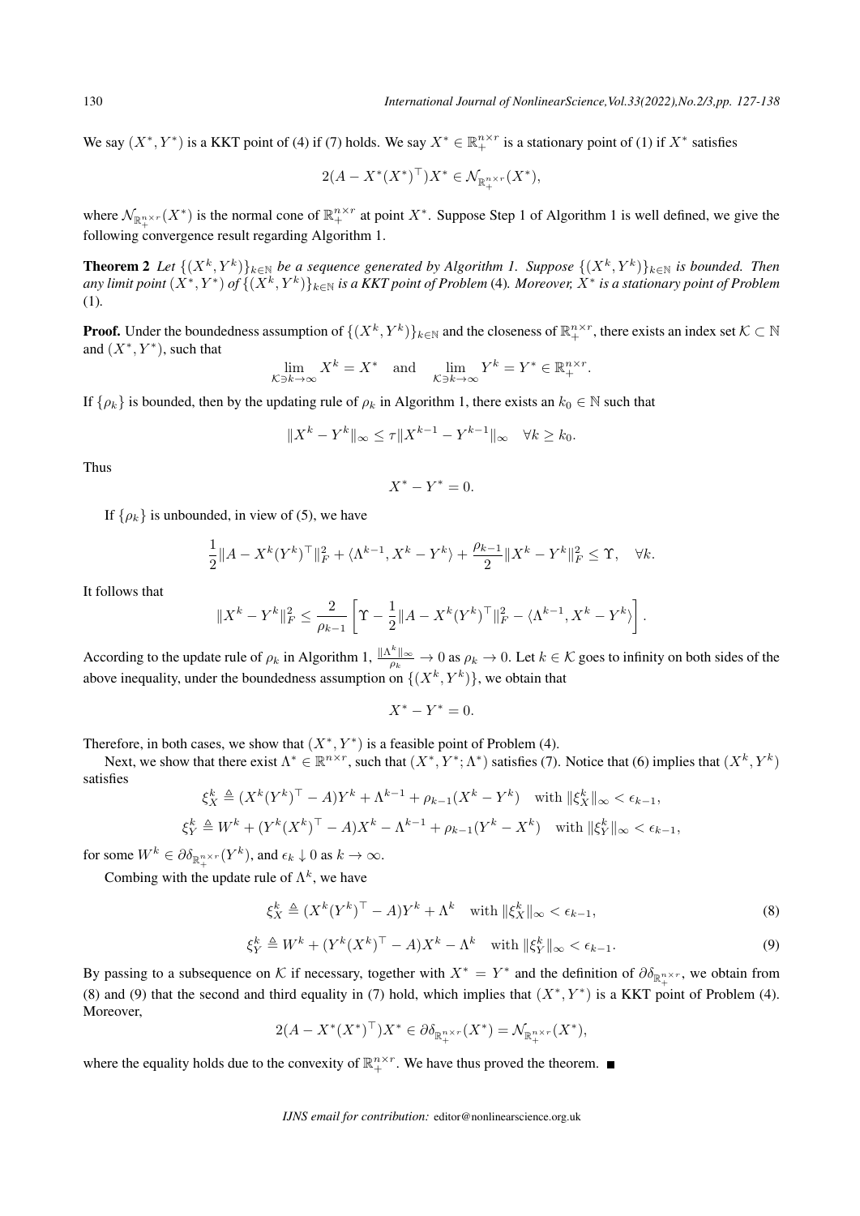We say $(X^*, Y^*)$ is a KKT point of (4) if (7) holds. We say $X^* \in \mathbb{R}_+^{n\times r}$ is a stationary point of (1) if $X^*$ satisfies

$$2(A - X^*(X^*)^\top)X^* \in \mathcal{N}_{\mathbb{R}_+^{n\times r}}(X^*),$$

where $\mathcal{N}_{\mathbb{R}_+^{n\times r}}(X^*)$ is the normal cone of $\mathbb{R}_+^{n\times r}$ at point $X^*$. Suppose Step 1 of Algorithm 1 is well defined, we give the following convergence result regarding Algorithm 1.

**Theorem 2** *Let $\{(X^k, Y^k)\}_{k\in\mathbb{N}}$ be a sequence generated by Algorithm 1. Suppose $\{(X^k, Y^k)\}_{k\in\mathbb{N}}$ is bounded. Then any limit point $(X^*, Y^*)$ of $\{(X^k, Y^k)\}_{k\in\mathbb{N}}$ is a KKT point of Problem* (4)*. Moreover, $X^*$ is a stationary point of Problem* (1).

**Proof.** Under the boundedness assumption of $\{(X^k, Y^k)\}_{k\in\mathbb{N}}$ and the closeness of $\mathbb{R}_+^{n\times r}$, there exists an index set $\mathcal{K} \subset \mathbb{N}$ and $(X^*, Y^*)$, such that

$$\lim_{\mathcal{K}\ni k\to\infty} X^k = X^* \quad \text{and} \quad \lim_{\mathcal{K}\ni k\to\infty} Y^k = Y^* \in \mathbb{R}_+^{n\times r}.$$

If $\{\rho_k\}$ is bounded, then by the updating rule of $\rho_k$ in Algorithm 1, there exists an $k_0 \in \mathbb{N}$ such that

$$\|X^k - Y^k\|_\infty \le \tau \|X^{k-1} - Y^{k-1}\|_\infty \quad \forall k \ge k_0.$$

Thus

$$X^* - Y^* = 0.$$

If $\{\rho_k\}$ is unbounded, in view of (5), we have

$$\frac{1}{2}\|A - X^k(Y^k)^\top\|_F^2 + \langle \Lambda^{k-1}, X^k - Y^k\rangle + \frac{\rho_{k-1}}{2}\|X^k - Y^k\|_F^2 \le \Upsilon, \quad \forall k.$$

It follows that

$$\|X^k - Y^k\|_F^2 \le \frac{2}{\rho_{k-1}}\left[\Upsilon - \frac{1}{2}\|A - X^k(Y^k)^\top\|_F^2 - \langle \Lambda^{k-1}, X^k - Y^k\rangle\right].$$

According to the update rule of $\rho_k$ in Algorithm 1, $\frac{\|\Lambda^k\|_\infty}{\rho_k} \to 0$ as $\rho_k \to 0$. Let $k \in \mathcal{K}$ goes to infinity on both sides of the above inequality, under the boundedness assumption on $\{(X^k, Y^k)\}$, we obtain that

$$X^* - Y^* = 0.$$

Therefore, in both cases, we show that $(X^*, Y^*)$ is a feasible point of Problem (4).

Next, we show that there exist $\Lambda^* \in \mathbb{R}^{n\times r}$, such that $(X^*, Y^*; \Lambda^*)$ satisfies (7). Notice that (6) implies that $(X^k, Y^k)$ satisfies

$$\xi_X^k \triangleq (X^k(Y^k)^\top - A)Y^k + \Lambda^{k-1} + \rho_{k-1}(X^k - Y^k) \quad \text{with } \|\xi_X^k\|_\infty < \epsilon_{k-1},$$

$$\xi_Y^k \triangleq W^k + (Y^k(X^k)^\top - A)X^k - \Lambda^{k-1} + \rho_{k-1}(Y^k - X^k) \quad \text{with } \|\xi_Y^k\|_\infty < \epsilon_{k-1},$$

for some $W^k \in \partial\delta_{\mathbb{R}_+^{n\times r}}(Y^k)$, and $\epsilon_k \downarrow 0$ as $k \to \infty$.

Combing with the update rule of $\Lambda^k$, we have

$$\xi_X^k \triangleq (X^k(Y^k)^\top - A)Y^k + \Lambda^k \quad \text{with } \|\xi_X^k\|_\infty < \epsilon_{k-1}, \tag{8}$$

$$\xi_Y^k \triangleq W^k + (Y^k(X^k)^\top - A)X^k - \Lambda^k \quad \text{with } \|\xi_Y^k\|_\infty < \epsilon_{k-1}. \tag{9}$$

By passing to a subsequence on $\mathcal{K}$ if necessary, together with $X^* = Y^*$ and the definition of $\partial\delta_{\mathbb{R}_+^{n\times r}}$, we obtain from (8) and (9) that the second and third equality in (7) hold, which implies that $(X^*, Y^*)$ is a KKT point of Problem (4). Moreover,

$$2(A - X^*(X^*)^\top)X^* \in \partial\delta_{\mathbb{R}_+^{n\times r}}(X^*) = \mathcal{N}_{\mathbb{R}_+^{n\times r}}(X^*),$$

where the equality holds due to the convexity of $\mathbb{R}_+^{n\times r}$. We have thus proved the theorem. ■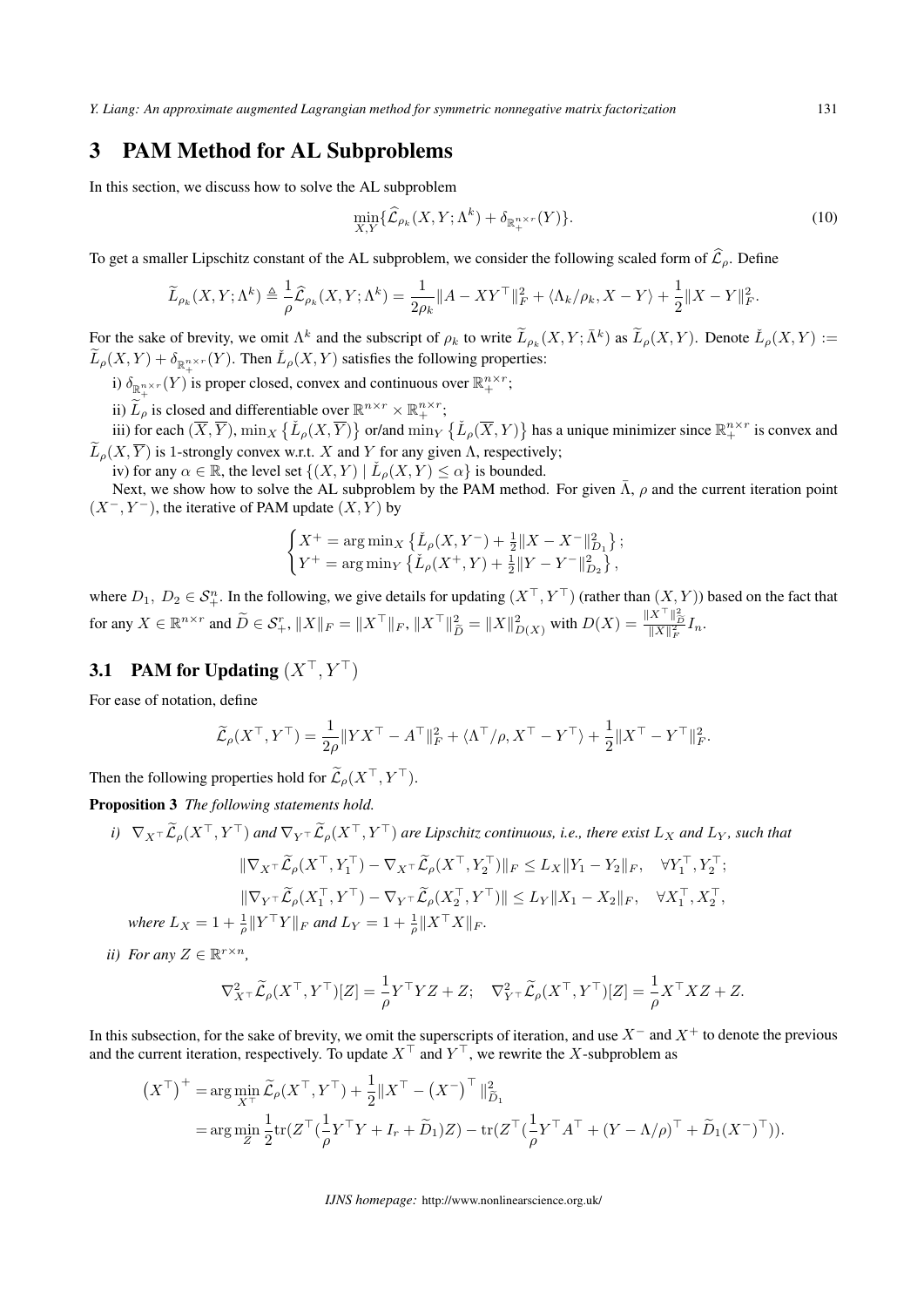## 3 PAM Method for AL Subproblems

In this section, we discuss how to solve the AL subproblem

$$\min_{X,Y}\{\widehat{\mathcal{L}}_{\rho_k}(X,Y;\Lambda^k)+\delta_{\mathbb{R}_+^{n\times r}}(Y)\}. \tag{10}$$

To get a smaller Lipschitz constant of the AL subproblem, we consider the following scaled form of $\widehat{\mathcal{L}}_\rho$. Define

$$\widetilde{L}_{\rho_k}(X,Y;\Lambda^k)\triangleq\frac{1}{\rho}\widehat{\mathcal{L}}_{\rho_k}(X,Y;\Lambda^k)=\frac{1}{2\rho_k}\|A-XY^\top\|_F^2+\langle\Lambda_k/\rho_k,X-Y\rangle+\frac{1}{2}\|X-Y\|_F^2.$$

For the sake of brevity, we omit $\Lambda^k$ and the subscript of $\rho_k$ to write $\widetilde{L}_{\rho_k}(X,Y;\bar{\Lambda}^k)$ as $\widetilde{L}_\rho(X,Y)$. Denote $\check{L}_\rho(X,Y):=\widetilde{L}_\rho(X,Y)+\delta_{\mathbb{R}_+^{n\times r}}(Y)$. Then $\check{L}_\rho(X,Y)$ satisfies the following properties:

i) $\delta_{\mathbb{R}_+^{n\times r}}(Y)$ is proper closed, convex and continuous over $\mathbb{R}_+^{n\times r}$;

ii) $\widetilde{L}_\rho$ is closed and differentiable over $\mathbb{R}^{n\times r}\times\mathbb{R}_+^{n\times r}$;

iii) for each $(\overline{X},\overline{Y})$, $\min_X\{\check{L}_\rho(X,\overline{Y})\}$ or/and $\min_Y\{\check{L}_\rho(\overline{X},Y)\}$ has a unique minimizer since $\mathbb{R}_+^{n\times r}$ is convex and $\widetilde{L}_\rho(X,\overline{Y})$ is 1-strongly convex w.r.t. $X$ and $Y$ for any given $\Lambda$, respectively;

iv) for any $\alpha\in\mathbb{R}$, the level set $\{(X,Y)\mid\check{L}_\rho(X,Y)\le\alpha\}$ is bounded.

Next, we show how to solve the AL subproblem by the PAM method. For given $\bar{\Lambda}$, $\rho$ and the current iteration point $(X^-,Y^-)$, the iterative of PAM update $(X,Y)$ by

$$\begin{cases}X^+=\arg\min_X\left\{\check{L}_\rho(X,Y^-)+\frac{1}{2}\|X-X^-\|_{D_1}^2\right\};\\ Y^+=\arg\min_Y\left\{\check{L}_\rho(X^+,Y)+\frac{1}{2}\|Y-Y^-\|_{D_2}^2\right\},\end{cases}$$

where $D_1,\ D_2\in\mathcal{S}_+^n$. In the following, we give details for updating $(X^\top,Y^\top)$ (rather than $(X,Y)$) based on the fact that for any $X\in\mathbb{R}^{n\times r}$ and $\widetilde{D}\in\mathcal{S}_+^r$, $\|X\|_F=\|X^\top\|_F$, $\|X^\top\|_{\widetilde{D}}^2=\|X\|_{D(X)}^2$ with $D(X)=\frac{\|X^\top\|_{\widetilde{D}}^2}{\|X\|_F^2}I_n$.

### 3.1 PAM for Updating $(X^\top,Y^\top)$

For ease of notation, define

$$\widetilde{\mathcal{L}}_\rho(X^\top,Y^\top)=\frac{1}{2\rho}\|YX^\top-A^\top\|_F^2+\langle\Lambda^\top/\rho,X^\top-Y^\top\rangle+\frac{1}{2}\|X^\top-Y^\top\|_F^2.$$

Then the following properties hold for $\widetilde{\mathcal{L}}_\rho(X^\top,Y^\top)$.

**Proposition 3** *The following statements hold.*

*i)* $\nabla_{X^\top}\widetilde{\mathcal{L}}_\rho(X^\top,Y^\top)$ *and* $\nabla_{Y^\top}\widetilde{\mathcal{L}}_\rho(X^\top,Y^\top)$ *are Lipschitz continuous, i.e., there exist* $L_X$ *and* $L_Y$*, such that*

$$\|\nabla_{X^\top}\widetilde{\mathcal{L}}_\rho(X^\top,Y_1^\top)-\nabla_{X^\top}\widetilde{\mathcal{L}}_\rho(X^\top,Y_2^\top)\|_F\le L_X\|Y_1-Y_2\|_F,\quad\forall Y_1^\top,Y_2^\top;$$

$$\|\nabla_{Y^\top}\widetilde{\mathcal{L}}_\rho(X_1^\top,Y^\top)-\nabla_{Y^\top}\widetilde{\mathcal{L}}_\rho(X_2^\top,Y^\top)\|\le L_Y\|X_1-X_2\|_F,\quad\forall X_1^\top,X_2^\top,$$

*where* $L_X=1+\frac{1}{\rho}\|Y^\top Y\|_F$ *and* $L_Y=1+\frac{1}{\rho}\|X^\top X\|_F$.

*ii) For any* $Z\in\mathbb{R}^{r\times n}$,

$$\nabla_{X^\top}^2\widetilde{\mathcal{L}}_\rho(X^\top,Y^\top)[Z]=\frac{1}{\rho}Y^\top YZ+Z;\quad\nabla_{Y^\top}^2\widetilde{\mathcal{L}}_\rho(X^\top,Y^\top)[Z]=\frac{1}{\rho}X^\top XZ+Z.$$

In this subsection, for the sake of brevity, we omit the superscripts of iteration, and use $X^-$ and $X^+$ to denote the previous and the current iteration, respectively. To update $X^\top$ and $Y^\top$, we rewrite the $X$-subproblem as

$$\begin{aligned}\left(X^\top\right)^+&=\arg\min_{X^\top}\widetilde{\mathcal{L}}_\rho(X^\top,Y^\top)+\frac{1}{2}\|X^\top-\left(X^-\right)^\top\|_{\widetilde{D}_1}^2\\&=\arg\min_Z\frac{1}{2}\mathrm{tr}(Z^\top(\frac{1}{\rho}Y^\top Y+I_r+\widetilde{D}_1)Z)-\mathrm{tr}(Z^\top(\frac{1}{\rho}Y^\top A^\top+(Y-\Lambda/\rho)^\top+\widetilde{D}_1(X^-)^\top)).\end{aligned}$$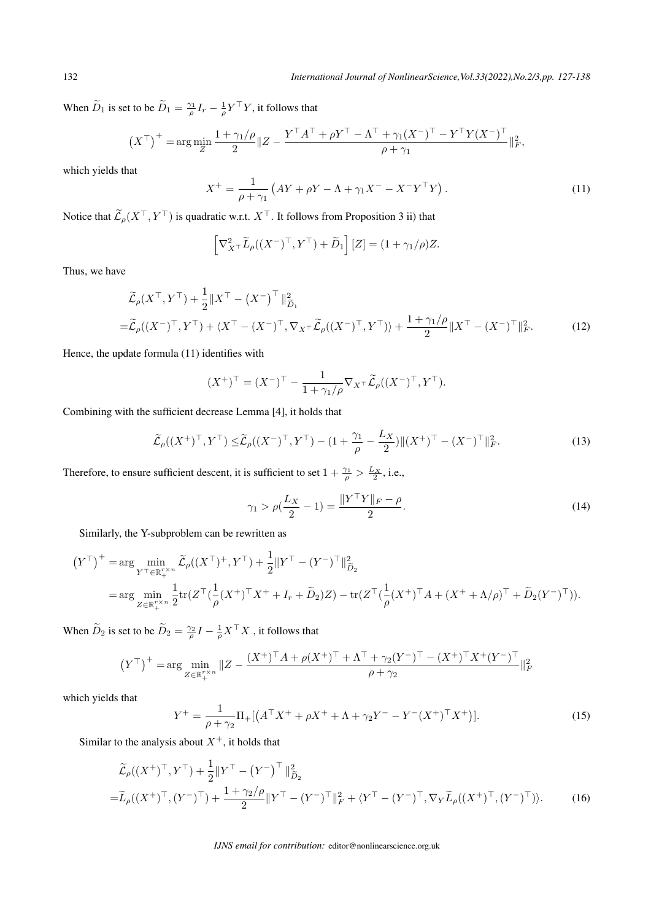When $\widetilde{D}_1$ is set to be $\widetilde{D}_1 = \frac{\gamma_1}{\rho} I_r - \frac{1}{\rho} Y^\top Y$, it follows that

$$\left(X^\top\right)^+ = \arg\min_Z \frac{1+\gamma_1/\rho}{2} \| Z - \frac{Y^\top A^\top + \rho Y^\top - \Lambda^\top + \gamma_1 (X^-)^\top - Y^\top Y (X^-)^\top}{\rho + \gamma_1} \|_F^2,$$

which yields that

$$X^+ = \frac{1}{\rho + \gamma_1} \left( AY + \rho Y - \Lambda + \gamma_1 X^- - X^- Y^\top Y \right). \tag{11}$$

Notice that $\widetilde{\mathcal{L}}_\rho(X^\top, Y^\top)$ is quadratic w.r.t. $X^\top$. It follows from Proposition 3 ii) that

$$\left[ \nabla^2_{X^\top} \widetilde{L}_\rho((X^-)^\top, Y^\top) + \widetilde{D}_1 \right][Z] = (1 + \gamma_1/\rho) Z.$$

Thus, we have

$$\begin{aligned}
&\widetilde{\mathcal{L}}_\rho(X^\top, Y^\top) + \frac{1}{2} \| X^\top - \left(X^-\right)^\top \|^2_{\widetilde{D}_1} \\
=&\widetilde{\mathcal{L}}_\rho((X^-)^\top, Y^\top) + \langle X^\top - (X^-)^\top, \nabla_{X^\top} \widetilde{\mathcal{L}}_\rho((X^-)^\top, Y^\top) \rangle + \frac{1+\gamma_1/\rho}{2} \| X^\top - (X^-)^\top \|_F^2. \qquad (12)
\end{aligned}$$

Hence, the update formula (11) identifies with

$$(X^+)^\top = (X^-)^\top - \frac{1}{1+\gamma_1/\rho} \nabla_{X^\top} \widetilde{\mathcal{L}}_\rho((X^-)^\top, Y^\top).$$

Combining with the sufficient decrease Lemma [4], it holds that

$$\widetilde{\mathcal{L}}_\rho((X^+)^\top, Y^\top) \leq \widetilde{\mathcal{L}}_\rho((X^-)^\top, Y^\top) - (1 + \frac{\gamma_1}{\rho} - \frac{L_X}{2}) \| (X^+)^\top - (X^-)^\top \|_F^2. \tag{13}$$

Therefore, to ensure sufficient descent, it is sufficient to set $1 + \frac{\gamma_1}{\rho} > \frac{L_X}{2}$, i.e.,

$$\gamma_1 > \rho(\frac{L_X}{2} - 1) = \frac{\|Y^\top Y\|_F - \rho}{2}. \tag{14}$$

Similarly, the Y-subproblem can be rewritten as

$$\begin{aligned}
\left(Y^\top\right)^+ &= \arg \min_{Y^\top \in \mathbb{R}_+^{r\times n}} \widetilde{\mathcal{L}}_\rho((X^\top)^+, Y^\top) + \frac{1}{2} \| Y^\top - (Y^-)^\top \|^2_{\widetilde{D}_2} \\
&= \arg \min_{Z \in \mathbb{R}_+^{r\times n}} \frac{1}{2} \mathrm{tr}(Z^\top (\frac{1}{\rho}(X^+)^\top X^+ + I_r + \widetilde{D}_2) Z) - \mathrm{tr}(Z^\top (\frac{1}{\rho}(X^+)^\top A + (X^+ + \Lambda/\rho)^\top + \widetilde{D}_2 (Y^-)^\top)).
\end{aligned}$$

When $\widetilde{D}_2$ is set to be $\widetilde{D}_2 = \frac{\gamma_2}{\rho} I - \frac{1}{\rho} X^\top X$ , it follows that

$$\left(Y^\top\right)^+ = \arg \min_{Z \in \mathbb{R}_+^{r\times n}} \| Z - \frac{(X^+)^\top A + \rho (X^+)^\top + \Lambda^\top + \gamma_2 (Y^-)^\top - (X^+)^\top X^+ (Y^-)^\top}{\rho + \gamma_2} \|_F^2$$

which yields that

$$Y^+ = \frac{1}{\rho + \gamma_2} \Pi_+ [\left( A^\top X^+ + \rho X^+ + \Lambda + \gamma_2 Y^- - Y^- (X^+)^\top X^+ \right)]. \tag{15}$$

Similar to the analysis about $X^+$, it holds that

$$\begin{aligned}
&\widetilde{\mathcal{L}}_\rho((X^+)^\top, Y^\top) + \frac{1}{2} \| Y^\top - \left(Y^-\right)^\top \|^2_{\widetilde{D}_2} \\
=&\widetilde{L}_\rho((X^+)^\top, (Y^-)^\top) + \frac{1+\gamma_2/\rho}{2} \| Y^\top - (Y^-)^\top \|_F^2 + \langle Y^\top - (Y^-)^\top, \nabla_Y \widetilde{L}_\rho((X^+)^\top, (Y^-)^\top) \rangle. \qquad (16)
\end{aligned}$$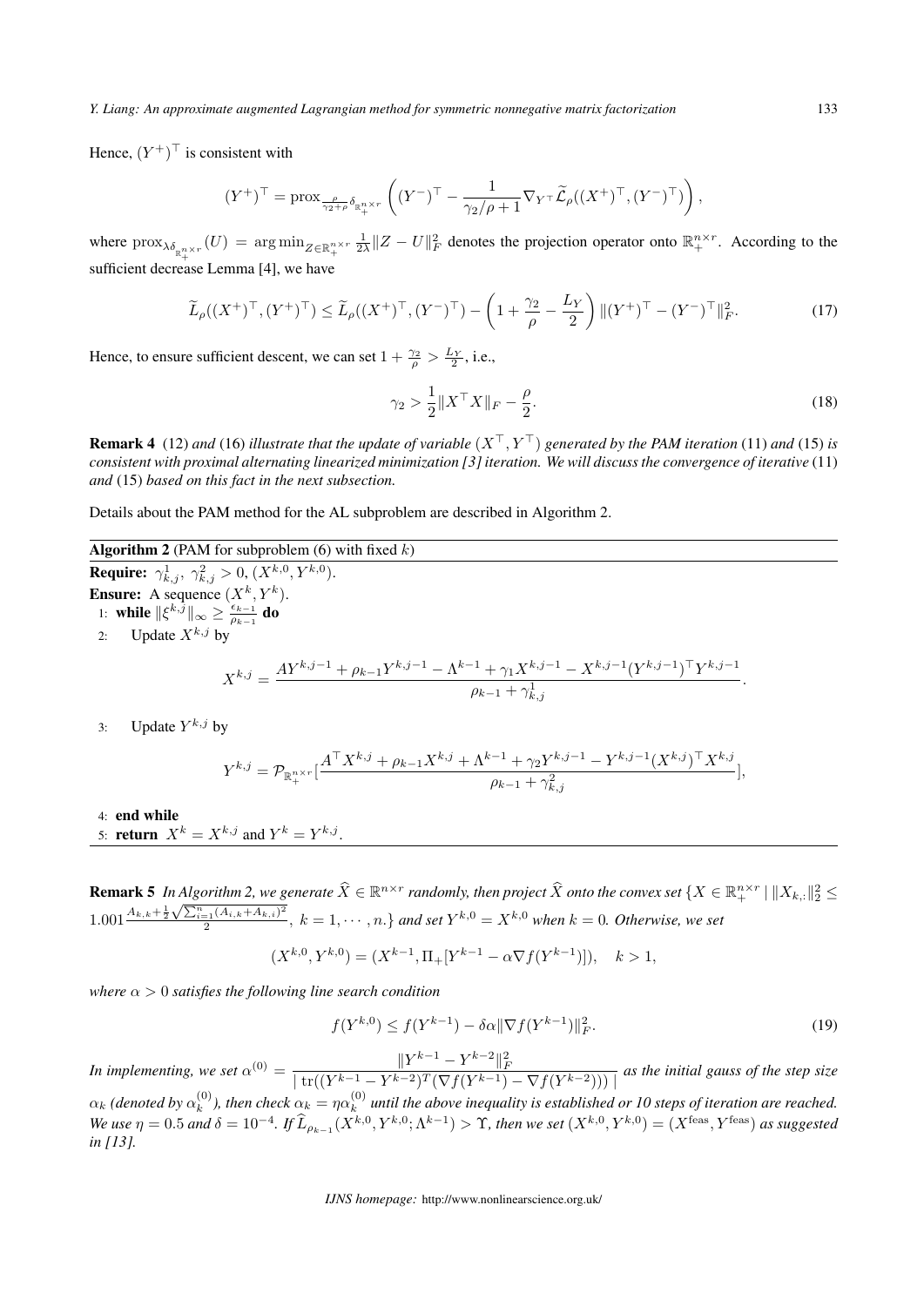Hence, $(Y^+)^\top$ is consistent with

$$(Y^+)^\top = \text{prox}_{\frac{\rho}{\gamma_2+\rho}\delta_{\mathbb{R}_+^{n\times r}}}\left((Y^-)^\top - \frac{1}{\gamma_2/\rho+1}\nabla_{Y^\top}\widetilde{\mathcal{L}}_\rho((X^+)^\top,(Y^-)^\top)\right),$$

where $\text{prox}_{\lambda\delta_{\mathbb{R}_+^{n\times r}}}(U) = \arg\min_{Z\in\mathbb{R}_+^{n\times r}} \frac{1}{2\lambda}\|Z-U\|_F^2$ denotes the projection operator onto $\mathbb{R}_+^{n\times r}$. According to the sufficient decrease Lemma [4], we have

$$\widetilde{L}_\rho((X^+)^\top,(Y^+)^\top) \le \widetilde{L}_\rho((X^+)^\top,(Y^-)^\top) - \left(1+\frac{\gamma_2}{\rho}-\frac{L_Y}{2}\right)\|(Y^+)^\top-(Y^-)^\top\|_F^2. \tag{17}$$

Hence, to ensure sufficient descent, we can set $1+\frac{\gamma_2}{\rho} > \frac{L_Y}{2}$, i.e.,

$$\gamma_2 > \frac{1}{2}\|X^\top X\|_F - \frac{\rho}{2}. \tag{18}$$

**Remark 4** *(12) and (16) illustrate that the update of variable $(X^\top, Y^\top)$ generated by the PAM iteration (11) and (15) is consistent with proximal alternating linearized minimization [3] iteration. We will discuss the convergence of iterative (11) and (15) based on this fact in the next subsection.*

Details about the PAM method for the AL subproblem are described in Algorithm 2.

---

**Algorithm 2** (PAM for subproblem (6) with fixed $k$)

**Require:** $\gamma_{k,j}^1,\ \gamma_{k,j}^2 > 0$, $(X^{k,0}, Y^{k,0})$.

**Ensure:** A sequence $(X^k, Y^k)$.

1: **while** $\|\xi^{k,j}\|_\infty \ge \frac{\epsilon_{k-1}}{\rho_{k-1}}$ **do**

2: Update $X^{k,j}$ by

$$X^{k,j} = \frac{AY^{k,j-1} + \rho_{k-1}Y^{k,j-1} - \Lambda^{k-1} + \gamma_1 X^{k,j-1} - X^{k,j-1}(Y^{k,j-1})^\top Y^{k,j-1}}{\rho_{k-1}+\gamma_{k,j}^1}.$$

3: Update $Y^{k,j}$ by

$$Y^{k,j} = \mathcal{P}_{\mathbb{R}_+^{n\times r}}\left[\frac{A^\top X^{k,j} + \rho_{k-1}X^{k,j} + \Lambda^{k-1} + \gamma_2 Y^{k,j-1} - Y^{k,j-1}(X^{k,j})^\top X^{k,j}}{\rho_{k-1}+\gamma_{k,j}^2}\right],$$

4: **end while**

5: **return** $X^k = X^{k,j}$ and $Y^k = Y^{k,j}$.

---

**Remark 5** *In Algorithm 2, we generate $\widehat{X} \in \mathbb{R}^{n\times r}$ randomly, then project $\widehat{X}$ onto the convex set $\{X \in \mathbb{R}_+^{n\times r} \mid \|X_{k,:}\|_2^2 \le 1.001\frac{A_{k,k}+\frac{1}{2}\sqrt{\sum_{i=1}^n (A_{i,k}+A_{k,i})^2}}{2},\ k=1,\cdots,n.\}$ and set $Y^{k,0} = X^{k,0}$ when $k=0$. Otherwise, we set*

$$(X^{k,0}, Y^{k,0}) = (X^{k-1}, \Pi_+[Y^{k-1} - \alpha\nabla f(Y^{k-1})]), \quad k > 1,$$

*where $\alpha > 0$ satisfies the following line search condition*

$$f(Y^{k,0}) \le f(Y^{k-1}) - \delta\alpha\|\nabla f(Y^{k-1})\|_F^2. \tag{19}$$

*In implementing, we set $\alpha^{(0)} = \dfrac{\|Y^{k-1}-Y^{k-2}\|_F^2}{|\operatorname{tr}((Y^{k-1}-Y^{k-2})^T(\nabla f(Y^{k-1}) - \nabla f(Y^{k-2})))|}$ as the initial gauss of the step size $\alpha_k$ (denoted by $\alpha_k^{(0)}$), then check $\alpha_k = \eta\alpha_k^{(0)}$ until the above inequality is established or 10 steps of iteration are reached. We use $\eta = 0.5$ and $\delta = 10^{-4}$. If $\widehat{L}_{\rho_{k-1}}(X^{k,0}, Y^{k,0}; \Lambda^{k-1}) > \Upsilon$, then we set $(X^{k,0}, Y^{k,0}) = (X^{\text{feas}}, Y^{\text{feas}})$ as suggested in [13].*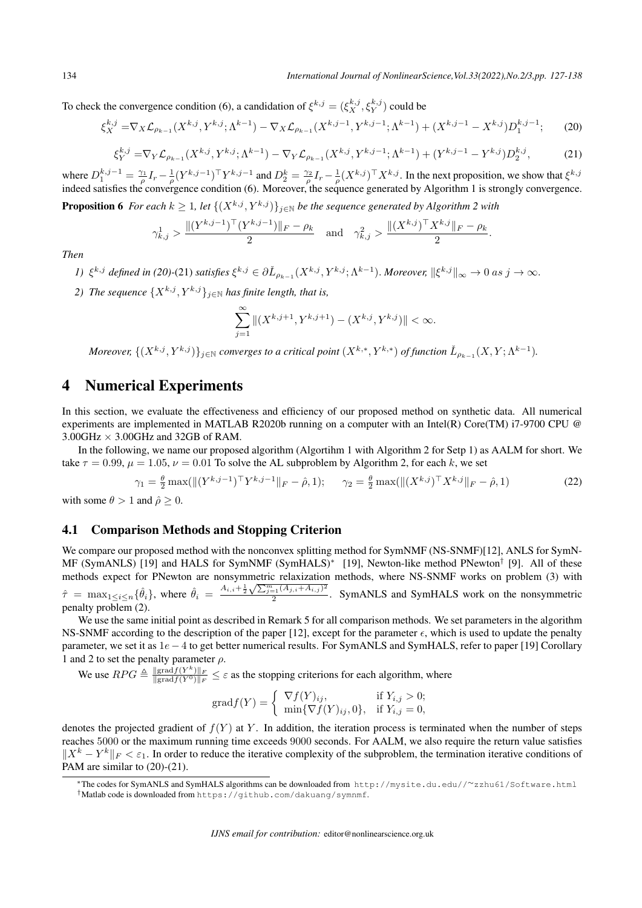To check the convergence condition (6), a candidation of $\xi^{k,j} = (\xi_X^{k,j}, \xi_Y^{k,j})$ could be

$$\xi_X^{k,j} = \nabla_X \mathcal{L}_{\rho_{k-1}}(X^{k,j}, Y^{k,j}; \Lambda^{k-1}) - \nabla_X \mathcal{L}_{\rho_{k-1}}(X^{k,j-1}, Y^{k,j-1}; \Lambda^{k-1}) + (X^{k,j-1} - X^{k,j}) D_1^{k,j-1}; \tag{20}$$

$$\xi_Y^{k,j} = \nabla_Y \mathcal{L}_{\rho_{k-1}}(X^{k,j}, Y^{k,j}; \Lambda^{k-1}) - \nabla_Y \mathcal{L}_{\rho_{k-1}}(X^{k,j}, Y^{k,j-1}; \Lambda^{k-1}) + (Y^{k,j-1} - Y^{k,j}) D_2^{k,j}, \tag{21}$$

where $D_1^{k,j-1} = \frac{\gamma_1}{\rho} I_r - \frac{1}{\rho}(Y^{k,j-1})^\top Y^{k,j-1}$ and $D_2^k = \frac{\gamma_2}{\rho} I_r - \frac{1}{\rho}(X^{k,j})^\top X^{k,j}$. In the next proposition, we show that $\xi^{k,j}$ indeed satisfies the convergence condition (6). Moreover, the sequence generated by Algorithm 1 is strongly convergence.

**Proposition 6** *For each $k \geq 1$, let $\{(X^{k,j}, Y^{k,j})\}_{j \in \mathbb{N}}$ be the sequence generated by Algorithm 2 with*

$$\gamma_{k,j}^1 > \frac{\|(Y^{k,j-1})^\top (Y^{k,j-1})\|_F - \rho_k}{2} \quad \text{and} \quad \gamma_{k,j}^2 > \frac{\|(X^{k,j})^\top X^{k,j}\|_F - \rho_k}{2}.$$

*Then*

*1) $\xi^{k,j}$ defined in (20)-(21) satisfies $\xi^{k,j} \in \partial \check{L}_{\rho_{k-1}}(X^{k,j}, Y^{k,j}; \Lambda^{k-1})$. Moreover, $\|\xi^{k,j}\|_\infty \to 0$ as $j \to \infty$.*

*2) The sequence $\{X^{k,j}, Y^{k,j}\}_{j \in \mathbb{N}}$ has finite length, that is,*

$$\sum_{j=1}^{\infty} \|(X^{k,j+1}, Y^{k,j+1}) - (X^{k,j}, Y^{k,j})\| < \infty.$$

*Moreover, $\{(X^{k,j}, Y^{k,j})\}_{j \in \mathbb{N}}$ converges to a critical point $(X^{k,*}, Y^{k,*})$ of function $\check{L}_{\rho_{k-1}}(X, Y; \Lambda^{k-1})$.*

# 4 Numerical Experiments

In this section, we evaluate the effectiveness and efficiency of our proposed method on synthetic data. All numerical experiments are implemented in MATLAB R2020b running on a computer with an Intel(R) Core(TM) i7-9700 CPU @ 3.00GHz $\times$ 3.00GHz and 32GB of RAM.

In the following, we name our proposed algorithm (Algortihm 1 with Algorithm 2 for Setp 1) as AALM for short. We take $\tau = 0.99$, $\mu = 1.05$, $\nu = 0.01$ To solve the AL subproblem by Algorithm 2, for each $k$, we set

$$\gamma_1 = \frac{\theta}{2} \max(\|(Y^{k,j-1})^\top Y^{k,j-1}\|_F - \hat{\rho}, 1); \qquad \gamma_2 = \frac{\theta}{2} \max(\|(X^{k,j})^\top X^{k,j}\|_F - \hat{\rho}, 1) \tag{22}$$

with some $\theta > 1$ and $\hat{\rho} \geq 0$.

## 4.1 Comparison Methods and Stopping Criterion

We compare our proposed method with the nonconvex splitting method for SymNMF (NS-SNMF)[12], ANLS for SymNMF (SymANLS) [19] and HALS for SymNMF (SymHALS)* [19], Newton-like method PNewton† [9]. All of these methods expect for PNewton are nonsymmetric relaxization methods, where NS-SNMF works on problem (3) with $\hat{\tau} = \max_{1 \leq i \leq n}\{\hat{\theta}_i\}$, where $\hat{\theta}_i = \frac{A_{i,i} + \frac{1}{2}\sqrt{\sum_{j=1}^m (A_{j,i} + A_{i,j})^2}}{2}$. SymANLS and SymHALS work on the nonsymmetric penalty problem (2).

We use the same initial point as described in Remark 5 for all comparison methods. We set parameters in the algorithm NS-SNMF according to the description of the paper [12], except for the parameter $\epsilon$, which is used to update the penalty parameter, we set it as $1e-4$ to get better numerical results. For SymANLS and SymHALS, refer to paper [19] Corollary 1 and 2 to set the penalty parameter $\rho$.

We use $RPG \triangleq \frac{\|\text{grad} f(Y^k)\|_F}{\|\text{grad} f(Y^0)\|_F} \leq \varepsilon$ as the stopping criterions for each algorithm, where

$$\text{grad} f(Y) = \begin{cases} \nabla f(Y)_{ij}, & \text{if } Y_{i,j} > 0; \\ \min\{\nabla f(Y)_{ij}, 0\}, & \text{if } Y_{i,j} = 0, \end{cases}$$

denotes the projected gradient of $f(Y)$ at $Y$. In addition, the iteration process is terminated when the number of steps reaches 5000 or the maximum running time exceeds 9000 seconds. For AALM, we also require the return value satisfies $\|X^k - Y^k\|_F < \varepsilon_1$. In order to reduce the iterative complexity of the subproblem, the termination iterative conditions of PAM are similar to (20)-(21).

*The codes for SymANLS and SymHALS algorithms can be downloaded from http://mysite.du.edu//~zzhu61/Software.html

†Matlab code is downloaded from https://github.com/dakuang/symnmf.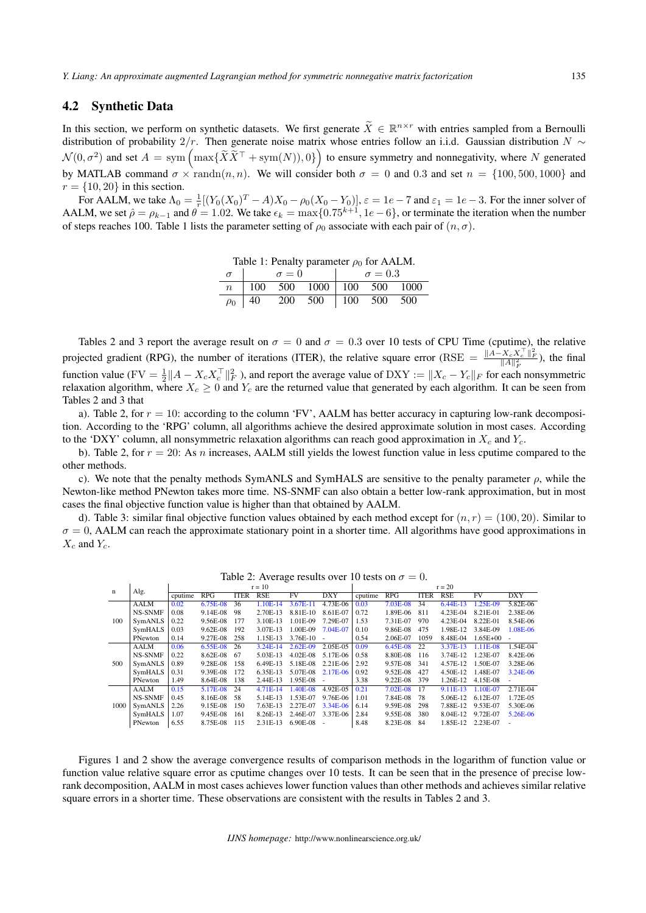## 4.2 Synthetic Data

In this section, we perform on synthetic datasets. We first generate $\widetilde{X} \in \mathbb{R}^{n\times r}$ with entries sampled from a Bernoulli distribution of probability $2/r$. Then generate noise matrix whose entries follow an i.i.d. Gaussian distribution $N \sim \mathcal{N}(0,\sigma^2)$ and set $A = \mathrm{sym}\left(\max\{\widetilde{X}\widetilde{X}^\top + \mathrm{sym}(N)), 0\}\right)$ to ensure symmetry and nonnegativity, where $N$ generated by MATLAB command $\sigma \times \mathrm{randn}(n,n)$. We will consider both $\sigma = 0$ and $0.3$ and set $n = \{100, 500, 1000\}$ and $r = \{10, 20\}$ in this section.

For AALM, we take $\Lambda_0 = \frac{1}{r}[(Y_0(X_0)^T - A)X_0 - \rho_0(X_0 - Y_0)]$, $\varepsilon = 1e-7$ and $\varepsilon_1 = 1e-3$. For the inner solver of AALM, we set $\hat{\rho} = \rho_{k-1}$ and $\theta = 1.02$. We take $\epsilon_k = \max\{0.75^{k+1}, 1e-6\}$, or terminate the iteration when the number of steps reaches 100. Table 1 lists the parameter setting of $\rho_0$ associate with each pair of $(n,\sigma)$.

Table 1: Penalty parameter $\rho_0$ for AALM.

| $\sigma$ | $\sigma = 0$ | | | $\sigma = 0.3$ | | |
|---|---|---|---|---|---|---|
| $n$ | 100 | 500 | 1000 | 100 | 500 | 1000 |
| $\rho_0$ | 40 | 200 | 500 | 100 | 500 | 500 |

Tables 2 and 3 report the average result on $\sigma = 0$ and $\sigma = 0.3$ over 10 tests of CPU Time (cputime), the relative projected gradient (RPG), the number of iterations (ITER), the relative square error (RSE $= \frac{\|A - X_c X_c^\top\|_F^2}{\|A\|_F^2}$), the final function value (FV $= \frac{1}{2}\|A - X_c X_c^\top\|_F^2$ ), and report the average value of DXY $:= \|X_c - Y_c\|_F$ for each nonsymmetric relaxation algorithm, where $X_c \geq 0$ and $Y_c$ are the returned value that generated by each algorithm. It can be seen from Tables 2 and 3 that

a). Table 2, for $r = 10$: according to the column 'FV', AALM has better accuracy in capturing low-rank decomposition. According to the 'RPG' column, all algorithms achieve the desired approximate solution in most cases. According to the 'DXY' column, all nonsymmetric relaxation algorithms can reach good approximation in $X_c$ and $Y_c$.

b). Table 2, for $r = 20$: As $n$ increases, AALM still yields the lowest function value in less cputime compared to the other methods.

c). We note that the penalty methods SymANLS and SymHALS are sensitive to the penalty parameter $\rho$, while the Newton-like method PNewton takes more time. NS-SNMF can also obtain a better low-rank approximation, but in most cases the final objective function value is higher than that obtained by AALM.

d). Table 3: similar final objective function values obtained by each method except for $(n,r) = (100, 20)$. Similar to $\sigma = 0$, AALM can reach the approximate stationary point in a shorter time. All algorithms have good approximations in $X_c$ and $Y_c$.

Table 2: Average results over 10 tests on $\sigma = 0$.

| n | Alg. | r = 10 | | | | | | r = 20 | | | | | |
|---|---|---|---|---|---|---|---|---|---|---|---|---|---|
| | | cputime | RPG | ITER | RSE | FV | DXY | cputime | RPG | ITER | RSE | FV | DXY |
| 100 | AALM | 0.02 | 6.75E-08 | 36 | 1.10E-14 | 3.67E-11 | 4.73E-06 | 0.03 | 7.03E-08 | 34 | 6.44E-13 | 1.25E-09 | 5.82E-06 |
| | NS-SNMF | 0.08 | 9.14E-08 | 98 | 2.70E-13 | 8.81E-10 | 8.61E-07 | 0.72 | 1.89E-06 | 811 | 4.23E-04 | 8.21E-01 | 2.38E-06 |
| | SymANLS | 0.22 | 9.56E-08 | 177 | 3.10E-13 | 1.01E-09 | 7.29E-07 | 1.53 | 7.31E-07 | 970 | 4.23E-04 | 8.22E-01 | 8.54E-06 |
| | SymHALS | 0.03 | 9.62E-08 | 192 | 3.07E-13 | 1.00E-09 | 7.04E-07 | 0.10 | 9.86E-08 | 475 | 1.98E-12 | 3.84E-09 | 1.08E-06 |
| | PNewton | 0.14 | 9.27E-08 | 258 | 1.15E-13 | 3.76E-10 | - | 0.54 | 2.06E-07 | 1059 | 8.48E-04 | 1.65E+00 | - |
| 500 | AALM | 0.06 | 6.55E-08 | 26 | 3.24E-14 | 2.62E-09 | 2.05E-05 | 0.09 | 6.45E-08 | 22 | 3.37E-13 | 1.11E-08 | 1.54E-04 |
| | NS-SNMF | 0.22 | 8.62E-08 | 67 | 5.03E-13 | 4.02E-08 | 5.17E-06 | 0.58 | 8.80E-08 | 116 | 3.74E-12 | 1.23E-07 | 8.42E-06 |
| | SymANLS | 0.89 | 9.28E-08 | 158 | 6.49E-13 | 5.18E-08 | 2.21E-06 | 2.92 | 9.57E-08 | 341 | 4.57E-12 | 1.50E-07 | 3.28E-06 |
| | SymHALS | 0.31 | 9.39E-08 | 172 | 6.35E-13 | 5.07E-08 | 2.17E-06 | 0.92 | 9.52E-08 | 427 | 4.50E-12 | 1.48E-07 | 3.24E-06 |
| | PNewton | 1.49 | 8.64E-08 | 138 | 2.44E-13 | 1.95E-08 | - | 3.38 | 9.22E-08 | 379 | 1.26E-12 | 4.15E-08 | - |
| 1000 | AALM | 0.15 | 5.17E-08 | 24 | 4.71E-14 | 1.40E-08 | 4.92E-05 | 0.21 | 7.02E-08 | 17 | 9.11E-13 | 1.10E-07 | 2.71E-04 |
| | NS-SNMF | 0.45 | 8.16E-08 | 58 | 5.14E-13 | 1.53E-07 | 9.76E-06 | 1.01 | 7.84E-08 | 78 | 5.06E-12 | 6.12E-07 | 1.72E-05 |
| | SymANLS | 2.26 | 9.15E-08 | 150 | 7.63E-13 | 2.27E-07 | 3.34E-06 | 6.14 | 9.59E-08 | 298 | 7.88E-12 | 9.53E-07 | 5.30E-06 |
| | SymHALS | 1.07 | 9.45E-08 | 161 | 8.26E-13 | 2.46E-07 | 3.37E-06 | 2.84 | 9.55E-08 | 380 | 8.04E-12 | 9.72E-07 | 5.26E-06 |
| | PNewton | 6.55 | 8.75E-08 | 115 | 2.31E-13 | 6.90E-08 | - | 8.48 | 8.23E-08 | 84 | 1.85E-12 | 2.23E-07 | - |

Figures 1 and 2 show the average convergence results of comparison methods in the logarithm of function value or function value relative square error as cputime changes over 10 tests. It can be seen that in the presence of precise low-rank decomposition, AALM in most cases achieves lower function values than other methods and achieves similar relative square errors in a shorter time. These observations are consistent with the results in Tables 2 and 3.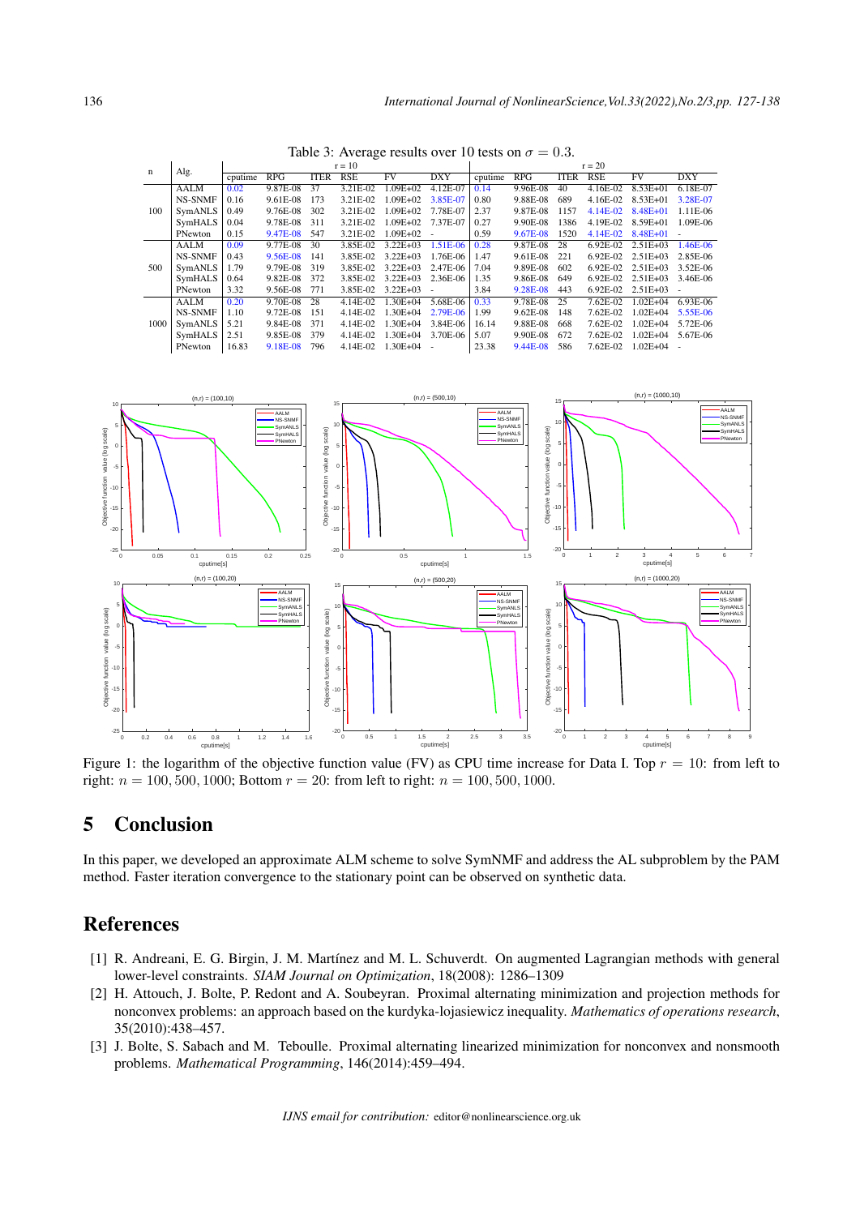Table 3: Average results over 10 tests on $\sigma = 0.3$.

| n | Alg. | r = 10 | | | | | | r = 20 | | | | | |
|---|---|---|---|---|---|---|---|---|---|---|---|---|---|
| | | cputime | RPG | ITER | RSE | FV | DXY | cputime | RPG | ITER | RSE | FV | DXY |
| 100 | AALM | 0.02 | 9.87E-08 | 37 | 3.21E-02 | 1.09E+02 | 4.12E-07 | 0.14 | 9.96E-08 | 40 | 4.16E-02 | 8.53E+01 | 6.18E-07 |
| | NS-SNMF | 0.16 | 9.61E-08 | 173 | 3.21E-02 | 1.09E+02 | 3.85E-07 | 0.80 | 9.88E-08 | 689 | 4.16E-02 | 8.53E+01 | 3.28E-07 |
| | SymANLS | 0.49 | 9.76E-08 | 302 | 3.21E-02 | 1.09E+02 | 7.78E-07 | 2.37 | 9.87E-08 | 1157 | 4.14E-02 | 8.48E+01 | 1.11E-06 |
| | SymHALS | 0.04 | 9.78E-08 | 311 | 3.21E-02 | 1.09E+02 | 7.37E-07 | 0.27 | 9.90E-08 | 1386 | 4.19E-02 | 8.59E+01 | 1.09E-06 |
| | PNewton | 0.15 | 9.47E-08 | 547 | 3.21E-02 | 1.09E+02 | - | 0.59 | 9.67E-08 | 1520 | 4.14E-02 | 8.48E+01 | - |
| 500 | AALM | 0.09 | 9.77E-08 | 30 | 3.85E-02 | 3.22E+03 | 1.51E-06 | 0.28 | 9.87E-08 | 28 | 6.92E-02 | 2.51E+03 | 1.46E-06 |
| | NS-SNMF | 0.43 | 9.56E-08 | 141 | 3.85E-02 | 3.22E+03 | 1.76E-06 | 1.47 | 9.61E-08 | 221 | 6.92E-02 | 2.51E+03 | 2.85E-06 |
| | SymANLS | 1.79 | 9.79E-08 | 319 | 3.85E-02 | 3.22E+03 | 2.47E-06 | 7.04 | 9.89E-08 | 602 | 6.92E-02 | 2.51E+03 | 3.52E-06 |
| | SymHALS | 0.64 | 9.82E-08 | 372 | 3.85E-02 | 3.22E+03 | 2.36E-06 | 1.35 | 9.86E-08 | 649 | 6.92E-02 | 2.51E+03 | 3.46E-06 |
| | PNewton | 3.32 | 9.56E-08 | 771 | 3.85E-02 | 3.22E+03 | - | 3.84 | 9.28E-08 | 443 | 6.92E-02 | 2.51E+03 | - |
| 1000 | AALM | 0.20 | 9.70E-08 | 28 | 4.14E-02 | 1.30E+04 | 5.68E-06 | 0.33 | 9.78E-08 | 25 | 7.62E-02 | 1.02E+04 | 6.93E-06 |
| | NS-SNMF | 1.10 | 9.72E-08 | 151 | 4.14E-02 | 1.30E+04 | 2.79E-06 | 1.99 | 9.62E-08 | 148 | 7.62E-02 | 1.02E+04 | 5.55E-06 |
| | SymANLS | 5.21 | 9.84E-08 | 371 | 4.14E-02 | 1.30E+04 | 3.84E-06 | 16.14 | 9.88E-08 | 668 | 7.62E-02 | 1.02E+04 | 5.72E-06 |
| | SymHALS | 2.51 | 9.85E-08 | 379 | 4.14E-02 | 1.30E+04 | 3.70E-06 | 5.07 | 9.90E-08 | 672 | 7.62E-02 | 1.02E+04 | 5.67E-06 |
| | PNewton | 16.83 | 9.18E-08 | 796 | 4.14E-02 | 1.30E+04 | - | 23.38 | 9.44E-08 | 586 | 7.62E-02 | 1.02E+04 | - |

Figure 1: the logarithm of the objective function value (FV) as CPU time increase for Data I. Top $r = 10$: from left to right: $n = 100, 500, 1000$; Bottom $r = 20$: from left to right: $n = 100, 500, 1000$.

# 5 Conclusion

In this paper, we developed an approximate ALM scheme to solve SymNMF and address the AL subproblem by the PAM method. Faster iteration convergence to the stationary point can be observed on synthetic data.

# References

[1] R. Andreani, E. G. Birgin, J. M. Martínez and M. L. Schuverdt. On augmented Lagrangian methods with general lower-level constraints. *SIAM Journal on Optimization*, 18(2008): 1286–1309

[2] H. Attouch, J. Bolte, P. Redont and A. Soubeyran. Proximal alternating minimization and projection methods for nonconvex problems: an approach based on the kurdyka-lojasiewicz inequality. *Mathematics of operations research*, 35(2010):438–457.

[3] J. Bolte, S. Sabach and M. Teboulle. Proximal alternating linearized minimization for nonconvex and nonsmooth problems. *Mathematical Programming*, 146(2014):459–494.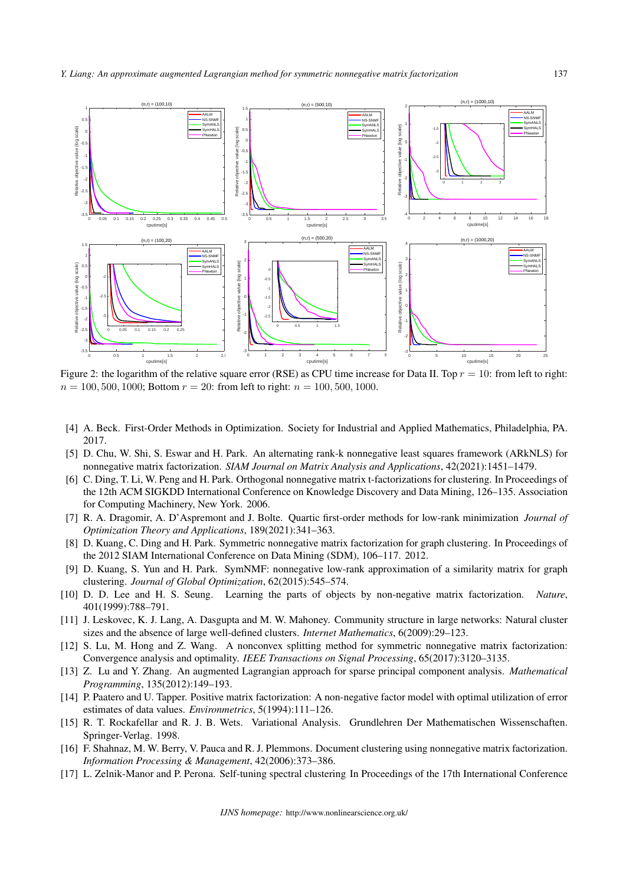Figure 2: the logarithm of the relative square error (RSE) as CPU time increase for Data II. Top $r = 10$: from left to right: $n = 100, 500, 1000$; Bottom $r = 20$: from left to right: $n = 100, 500, 1000$.

[4] A. Beck. First-Order Methods in Optimization. Society for Industrial and Applied Mathematics, Philadelphia, PA. 2017.

[5] D. Chu, W. Shi, S. Eswar and H. Park. An alternating rank-k nonnegative least squares framework (ARkNLS) for nonnegative matrix factorization. *SIAM Journal on Matrix Analysis and Applications*, 42(2021):1451–1479.

[6] C. Ding, T. Li, W. Peng and H. Park. Orthogonal nonnegative matrix t-factorizations for clustering. In Proceedings of the 12th ACM SIGKDD International Conference on Knowledge Discovery and Data Mining, 126–135. Association for Computing Machinery, New York. 2006.

[7] R. A. Dragomir, A. D'Aspremont and J. Bolte. Quartic first-order methods for low-rank minimization *Journal of Optimization Theory and Applications*, 189(2021):341–363.

[8] D. Kuang, C. Ding and H. Park. Symmetric nonnegative matrix factorization for graph clustering. In Proceedings of the 2012 SIAM International Conference on Data Mining (SDM), 106–117. 2012.

[9] D. Kuang, S. Yun and H. Park. SymNMF: nonnegative low-rank approximation of a similarity matrix for graph clustering. *Journal of Global Optimization*, 62(2015):545–574.

[10] D. D. Lee and H. S. Seung. Learning the parts of objects by non-negative matrix factorization. *Nature*, 401(1999):788–791.

[11] J. Leskovec, K. J. Lang, A. Dasgupta and M. W. Mahoney. Community structure in large networks: Natural cluster sizes and the absence of large well-defined clusters. *Internet Mathematics*, 6(2009):29–123.

[12] S. Lu, M. Hong and Z. Wang. A nonconvex splitting method for symmetric nonnegative matrix factorization: Convergence analysis and optimality. *IEEE Transactions on Signal Processing*, 65(2017):3120–3135.

[13] Z. Lu and Y. Zhang. An augmented Lagrangian approach for sparse principal component analysis. *Mathematical Programming*, 135(2012):149–193.

[14] P. Paatero and U. Tapper. Positive matrix factorization: A non-negative factor model with optimal utilization of error estimates of data values. *Environmetrics*, 5(1994):111–126.

[15] R. T. Rockafellar and R. J. B. Wets. Variational Analysis. Grundlehren Der Mathematischen Wissenschaften. Springer-Verlag. 1998.

[16] F. Shahnaz, M. W. Berry, V. Pauca and R. J. Plemmons. Document clustering using nonnegative matrix factorization. *Information Processing & Management*, 42(2006):373–386.

[17] L. Zelnik-Manor and P. Perona. Self-tuning spectral clustering In Proceedings of the 17th International Conference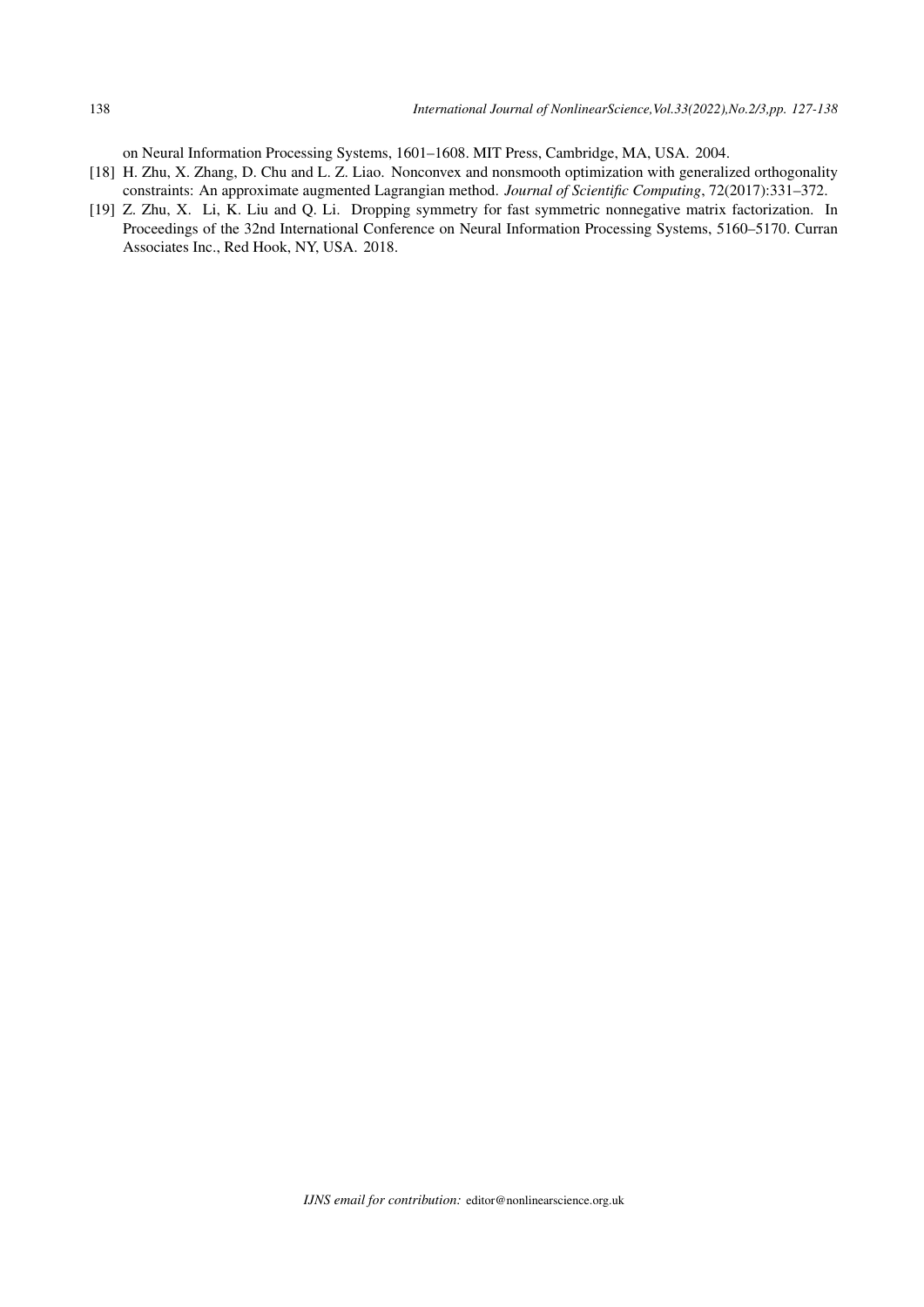on Neural Information Processing Systems, 1601–1608. MIT Press, Cambridge, MA, USA. 2004.

[18] H. Zhu, X. Zhang, D. Chu and L. Z. Liao. Nonconvex and nonsmooth optimization with generalized orthogonality constraints: An approximate augmented Lagrangian method. *Journal of Scientific Computing*, 72(2017):331–372.

[19] Z. Zhu, X. Li, K. Liu and Q. Li. Dropping symmetry for fast symmetric nonnegative matrix factorization. In Proceedings of the 32nd International Conference on Neural Information Processing Systems, 5160–5170. Curran Associates Inc., Red Hook, NY, USA. 2018.